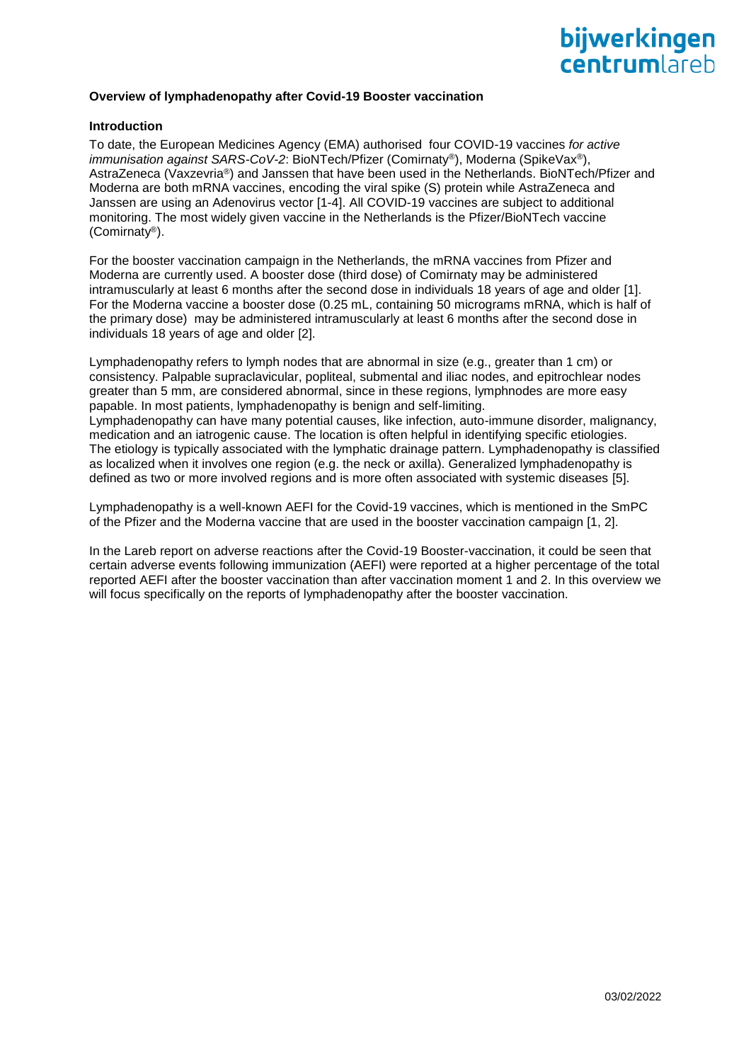## Overview of lymphadenopathy after Covid-19 Booster vaccination

### Introduction

To date, the European Medicines Agency (EMA) authorised four COVID-19 vaccines *for active immunisation against SARS-CoV-2*: BioNTech/Pfizer (Comirnaty®), Moderna (SpikeVax®), AstraZeneca (Vaxzevria®) and Janssen that have been used in the Netherlands. BioNTech/Pfizer and Moderna are both mRNA vaccines, encoding the viral spike (S) protein while AstraZeneca and Janssen are using an Adenovirus vector [1-4]. All COVID-19 vaccines are subject to additional monitoring. The most widely given vaccine in the Netherlands is the Pfizer/BioNTech vaccine (Comirnaty®).

For the booster vaccination campaign in the Netherlands, the mRNA vaccines from Pfizer and Moderna are currently used. A booster dose (third dose) of Comirnaty may be administered intramuscularly at least 6 months after the second dose in individuals 18 years of age and older [1]. For the Moderna vaccine a booster dose (0.25 mL, containing 50 micrograms mRNA, which is half of the primary dose) may be administered intramuscularly at least 6 months after the second dose in individuals 18 years of age and older [2].

Lymphadenopathy refers to lymph nodes that are abnormal in size (e.g., greater than 1 cm) or consistency. Palpable supraclavicular, popliteal, submental and iliac nodes, and epitrochlear nodes greater than 5 mm, are considered abnormal, since in these regions, lymphnodes are more easy papable. In most patients, lymphadenopathy is benign and self-limiting.
Lymphadenopathy can have many potential causes, like infection, auto-immune disorder, malignancy, medication and an iatrogenic cause. The location is often helpful in identifying specific etiologies. The etiology is typically associated with the lymphatic drainage pattern. Lymphadenopathy is classified as localized when it involves one region (e.g. the neck or axilla). Generalized lymphadenopathy is defined as two or more involved regions and is more often associated with systemic diseases [5].

Lymphadenopathy is a well-known AEFI for the Covid-19 vaccines, which is mentioned in the SmPC of the Pfizer and the Moderna vaccine that are used in the booster vaccination campaign [1, 2].

In the Lareb report on adverse reactions after the Covid-19 Booster-vaccination, it could be seen that certain adverse events following immunization (AEFI) were reported at a higher percentage of the total reported AEFI after the booster vaccination than after vaccination moment 1 and 2. In this overview we will focus specifically on the reports of lymphadenopathy after the booster vaccination.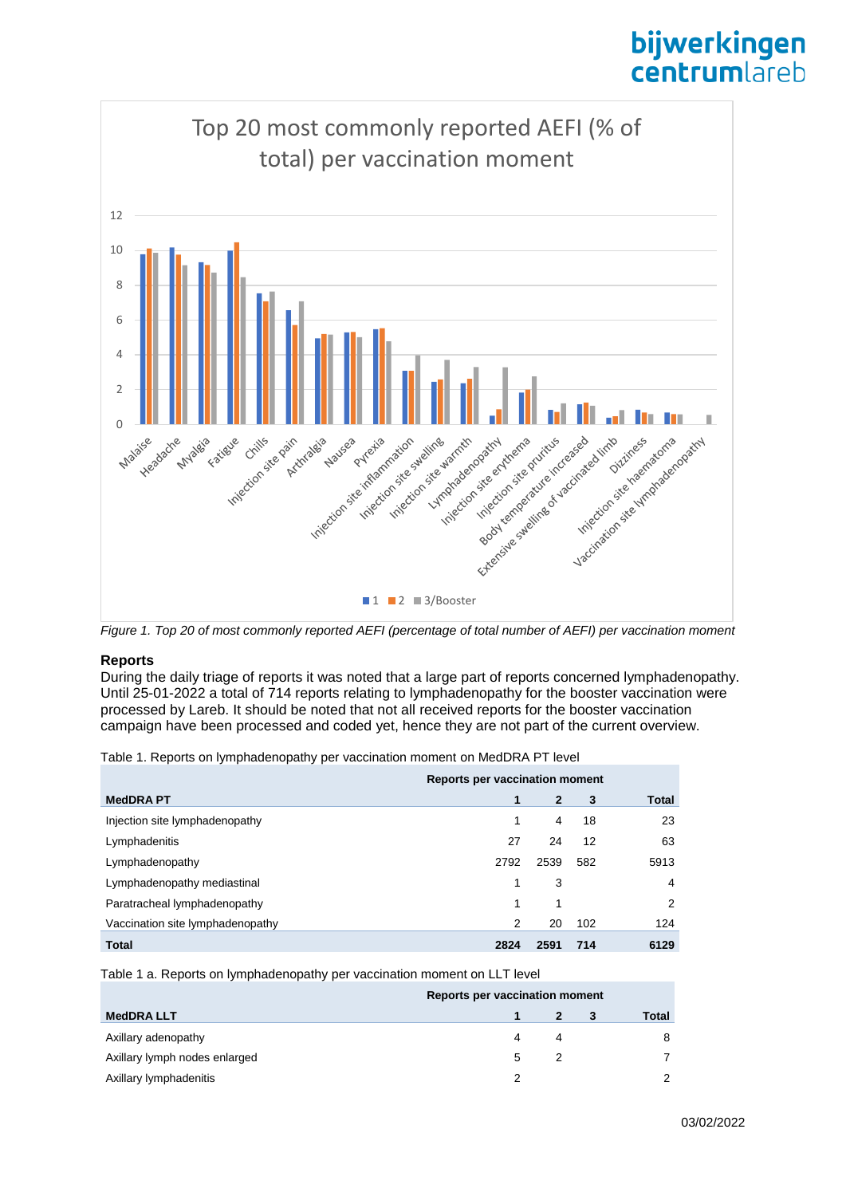*Figure 1. Top 20 of most commonly reported AEFI (percentage of total number of AEFI) per vaccination moment*

### Reports

During the daily triage of reports it was noted that a large part of reports concerned lymphadenopathy. Until 25-01-2022 a total of 714 reports relating to lymphadenopathy for the booster vaccination were processed by Lareb. It should be noted that not all received reports for the booster vaccination campaign have been processed and coded yet, hence they are not part of the current overview.

Table 1. Reports on lymphadenopathy per vaccination moment on MedDRA PT level

| | Reports per vaccination moment | | | |
|---|---|---|---|---|
| **MedDRA PT** | **1** | **2** | **3** | **Total** |
| Injection site lymphadenopathy | 1 | 4 | 18 | 23 |
| Lymphadenitis | 27 | 24 | 12 | 63 |
| Lymphadenopathy | 2792 | 2539 | 582 | 5913 |
| Lymphadenopathy mediastinal | 1 | 3 | | 4 |
| Paratracheal lymphadenopathy | 1 | 1 | | 2 |
| Vaccination site lymphadenopathy | 2 | 20 | 102 | 124 |
| **Total** | **2824** | **2591** | **714** | **6129** |

Table 1 a. Reports on lymphadenopathy per vaccination moment on LLT level

| | Reports per vaccination moment | | | |
|---|---|---|---|---|
| **MedDRA LLT** | **1** | **2** | **3** | **Total** |
| Axillary adenopathy | 4 | 4 | | 8 |
| Axillary lymph nodes enlarged | 5 | 2 | | 7 |
| Axillary lymphadenitis | 2 | | | 2 |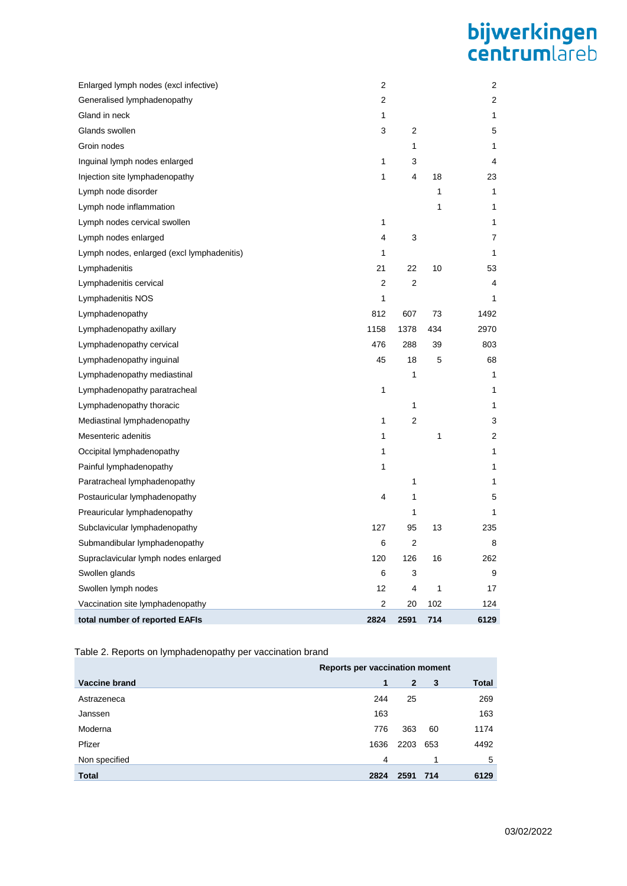| | | | | |
|---|---|---|---|---|
| Enlarged lymph nodes (excl infective) | 2 | | | 2 |
| Generalised lymphadenopathy | 2 | | | 2 |
| Gland in neck | 1 | | | 1 |
| Glands swollen | 3 | 2 | | 5 |
| Groin nodes | | 1 | | 1 |
| Inguinal lymph nodes enlarged | 1 | 3 | | 4 |
| Injection site lymphadenopathy | 1 | 4 | 18 | 23 |
| Lymph node disorder | | | 1 | 1 |
| Lymph node inflammation | | | 1 | 1 |
| Lymph nodes cervical swollen | 1 | | | 1 |
| Lymph nodes enlarged | 4 | 3 | | 7 |
| Lymph nodes, enlarged (excl lymphadenitis) | 1 | | | 1 |
| Lymphadenitis | 21 | 22 | 10 | 53 |
| Lymphadenitis cervical | 2 | 2 | | 4 |
| Lymphadenitis NOS | 1 | | | 1 |
| Lymphadenopathy | 812 | 607 | 73 | 1492 |
| Lymphadenopathy axillary | 1158 | 1378 | 434 | 2970 |
| Lymphadenopathy cervical | 476 | 288 | 39 | 803 |
| Lymphadenopathy inguinal | 45 | 18 | 5 | 68 |
| Lymphadenopathy mediastinal | | 1 | | 1 |
| Lymphadenopathy paratracheal | 1 | | | 1 |
| Lymphadenopathy thoracic | | 1 | | 1 |
| Mediastinal lymphadenopathy | 1 | 2 | | 3 |
| Mesenteric adenitis | 1 | | 1 | 2 |
| Occipital lymphadenopathy | 1 | | | 1 |
| Painful lymphadenopathy | 1 | | | 1 |
| Paratracheal lymphadenopathy | | 1 | | 1 |
| Postauricular lymphadenopathy | 4 | 1 | | 5 |
| Preauricular lymphadenopathy | | 1 | | 1 |
| Subclavicular lymphadenopathy | 127 | 95 | 13 | 235 |
| Submandibular lymphadenopathy | 6 | 2 | | 8 |
| Supraclavicular lymph nodes enlarged | 120 | 126 | 16 | 262 |
| Swollen glands | 6 | 3 | | 9 |
| Swollen lymph nodes | 12 | 4 | 1 | 17 |
| Vaccination site lymphadenopathy | 2 | 20 | 102 | 124 |
| **total number of reported EAFIs** | **2824** | **2591** | **714** | **6129** |

Table 2. Reports on lymphadenopathy per vaccination brand

| | **Reports per vaccination moment** | | | |
|---|---|---|---|---|
| **Vaccine brand** | **1** | **2** | **3** | **Total** |
| Astrazeneca | 244 | 25 | | 269 |
| Janssen | 163 | | | 163 |
| Moderna | 776 | 363 | 60 | 1174 |
| Pfizer | 1636 | 2203 | 653 | 4492 |
| Non specified | 4 | | 1 | 5 |
| **Total** | **2824** | **2591** | **714** | **6129** |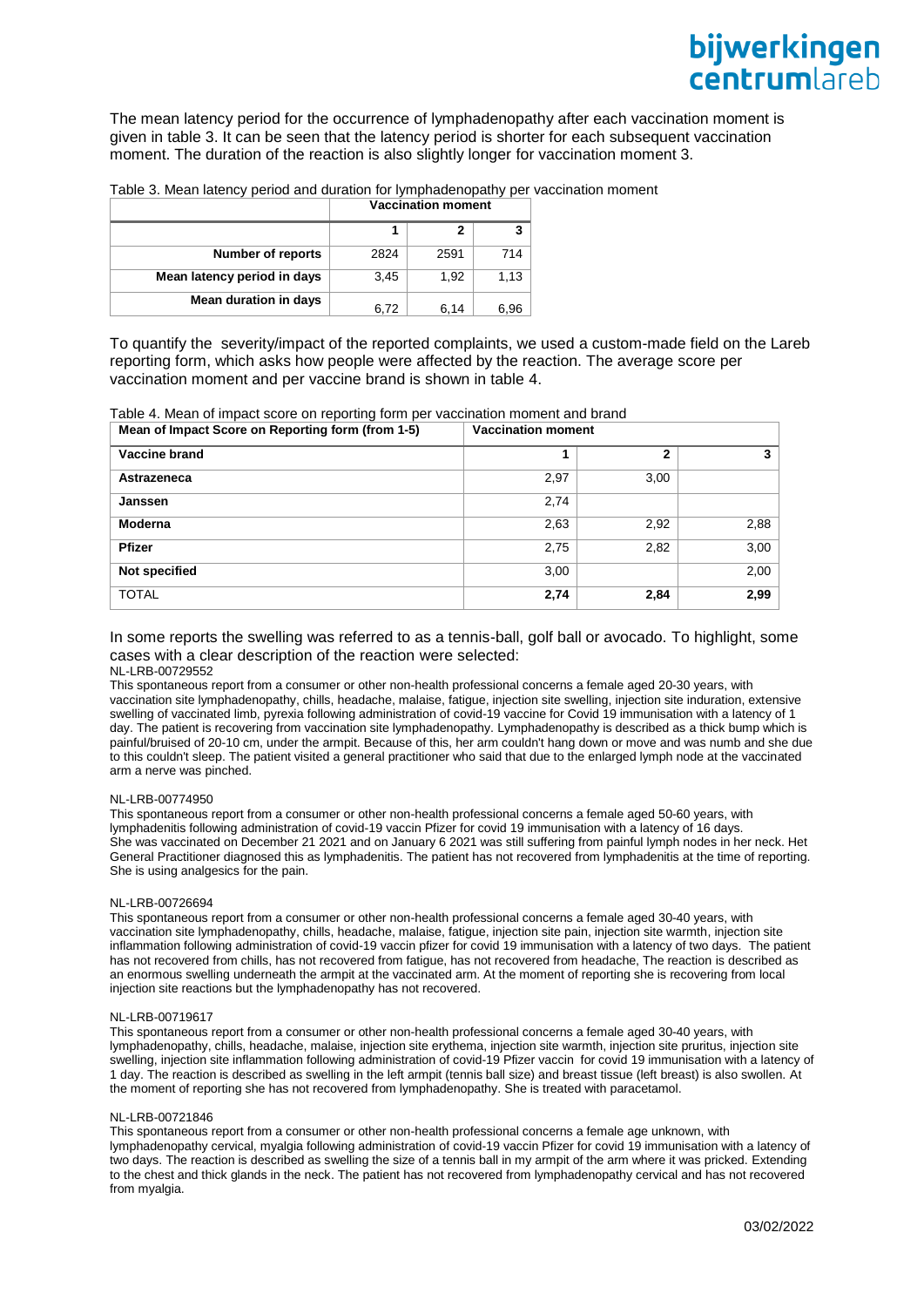The mean latency period for the occurrence of lymphadenopathy after each vaccination moment is given in table 3. It can be seen that the latency period is shorter for each subsequent vaccination moment. The duration of the reaction is also slightly longer for vaccination moment 3.

Table 3. Mean latency period and duration for lymphadenopathy per vaccination moment

| | Vaccination moment | | |
|---|---|---|---|
| | 1 | 2 | 3 |
| **Number of reports** | 2824 | 2591 | 714 |
| **Mean latency period in days** | 3,45 | 1,92 | 1,13 |
| **Mean duration in days** | 6,72 | 6,14 | 6,96 |

To quantify the severity/impact of the reported complaints, we used a custom-made field on the Lareb reporting form, which asks how people were affected by the reaction. The average score per vaccination moment and per vaccine brand is shown in table 4.

Table 4. Mean of impact score on reporting form per vaccination moment and brand

| Mean of Impact Score on Reporting form (from 1-5) | Vaccination moment | | |
|---|---|---|---|
| **Vaccine brand** | **1** | **2** | **3** |
| **Astrazeneca** | 2,97 | 3,00 | |
| **Janssen** | 2,74 | | |
| **Moderna** | 2,63 | 2,92 | 2,88 |
| **Pfizer** | 2,75 | 2,82 | 3,00 |
| **Not specified** | 3,00 | | 2,00 |
| TOTAL | **2,74** | **2,84** | **2,99** |

In some reports the swelling was referred to as a tennis-ball, golf ball or avocado. To highlight, some cases with a clear description of the reaction were selected:

NL-LRB-00729552

This spontaneous report from a consumer or other non-health professional concerns a female aged 20-30 years, with vaccination site lymphadenopathy, chills, headache, malaise, fatigue, injection site swelling, injection site induration, extensive swelling of vaccinated limb, pyrexia following administration of covid-19 vaccine for Covid 19 immunisation with a latency of 1 day. The patient is recovering from vaccination site lymphadenopathy. Lymphadenopathy is described as a thick bump which is painful/bruised of 20-10 cm, under the armpit. Because of this, her arm couldn't hang down or move and was numb and she due to this couldn't sleep. The patient visited a general practitioner who said that due to the enlarged lymph node at the vaccinated arm a nerve was pinched.

NL-LRB-00774950

This spontaneous report from a consumer or other non-health professional concerns a female aged 50-60 years, with lymphadenitis following administration of covid-19 vaccin Pfizer for covid 19 immunisation with a latency of 16 days. She was vaccinated on December 21 2021 and on January 6 2021 was still suffering from painful lymph nodes in her neck. Het General Practitioner diagnosed this as lymphadenitis. The patient has not recovered from lymphadenitis at the time of reporting. She is using analgesics for the pain.

NL-LRB-00726694

This spontaneous report from a consumer or other non-health professional concerns a female aged 30-40 years, with vaccination site lymphadenopathy, chills, headache, malaise, fatigue, injection site pain, injection site warmth, injection site inflammation following administration of covid-19 vaccin pfizer for covid 19 immunisation with a latency of two days. The patient has not recovered from chills, has not recovered from fatigue, has not recovered from headache, The reaction is described as an enormous swelling underneath the armpit at the vaccinated arm. At the moment of reporting she is recovering from local injection site reactions but the lymphadenopathy has not recovered.

NL-LRB-00719617

This spontaneous report from a consumer or other non-health professional concerns a female aged 30-40 years, with lymphadenopathy, chills, headache, malaise, injection site erythema, injection site warmth, injection site pruritus, injection site swelling, injection site inflammation following administration of covid-19 Pfizer vaccin for covid 19 immunisation with a latency of 1 day. The reaction is described as swelling in the left armpit (tennis ball size) and breast tissue (left breast) is also swollen. At the moment of reporting she has not recovered from lymphadenopathy. She is treated with paracetamol.

NL-LRB-00721846

This spontaneous report from a consumer or other non-health professional concerns a female age unknown, with lymphadenopathy cervical, myalgia following administration of covid-19 vaccin Pfizer for covid 19 immunisation with a latency of two days. The reaction is described as swelling the size of a tennis ball in my armpit of the arm where it was pricked. Extending to the chest and thick glands in the neck. The patient has not recovered from lymphadenopathy cervical and has not recovered from myalgia.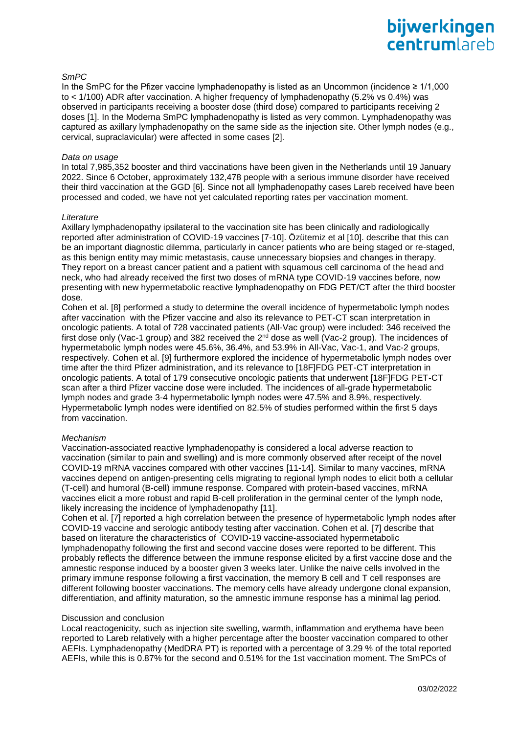*SmPC*

In the SmPC for the Pfizer vaccine lymphadenopathy is listed as an Uncommon (incidence ≥ 1/1,000 to < 1/100) ADR after vaccination. A higher frequency of lymphadenopathy (5.2% vs 0.4%) was observed in participants receiving a booster dose (third dose) compared to participants receiving 2 doses [1]. In the Moderna SmPC lymphadenopathy is listed as very common. Lymphadenopathy was captured as axillary lymphadenopathy on the same side as the injection site. Other lymph nodes (e.g., cervical, supraclavicular) were affected in some cases [2].

*Data on usage*

In total 7,985,352 booster and third vaccinations have been given in the Netherlands until 19 January 2022. Since 6 October, approximately 132,478 people with a serious immune disorder have received their third vaccination at the GGD [6]. Since not all lymphadenopathy cases Lareb received have been processed and coded, we have not yet calculated reporting rates per vaccination moment.

*Literature*

Axillary lymphadenopathy ipsilateral to the vaccination site has been clinically and radiologically reported after administration of COVID-19 vaccines [7-10]. Özütemiz et al [10]. describe that this can be an important diagnostic dilemma, particularly in cancer patients who are being staged or re-staged, as this benign entity may mimic metastasis, cause unnecessary biopsies and changes in therapy. They report on a breast cancer patient and a patient with squamous cell carcinoma of the head and neck, who had already received the first two doses of mRNA type COVID-19 vaccines before, now presenting with new hypermetabolic reactive lymphadenopathy on FDG PET/CT after the third booster dose.

Cohen et al. [8] performed a study to determine the overall incidence of hypermetabolic lymph nodes after vaccination with the Pfizer vaccine and also its relevance to PET-CT scan interpretation in oncologic patients. A total of 728 vaccinated patients (All-Vac group) were included: 346 received the first dose only (Vac-1 group) and 382 received the 2nd dose as well (Vac-2 group). The incidences of hypermetabolic lymph nodes were 45.6%, 36.4%, and 53.9% in All-Vac, Vac-1, and Vac-2 groups, respectively. Cohen et al. [9] furthermore explored the incidence of hypermetabolic lymph nodes over time after the third Pfizer administration, and its relevance to [18F]FDG PET-CT interpretation in oncologic patients. A total of 179 consecutive oncologic patients that underwent [18F]FDG PET-CT scan after a third Pfizer vaccine dose were included. The incidences of all-grade hypermetabolic lymph nodes and grade 3-4 hypermetabolic lymph nodes were 47.5% and 8.9%, respectively. Hypermetabolic lymph nodes were identified on 82.5% of studies performed within the first 5 days from vaccination.

*Mechanism*

Vaccination-associated reactive lymphadenopathy is considered a local adverse reaction to vaccination (similar to pain and swelling) and is more commonly observed after receipt of the novel COVID-19 mRNA vaccines compared with other vaccines [11-14]. Similar to many vaccines, mRNA vaccines depend on antigen-presenting cells migrating to regional lymph nodes to elicit both a cellular (T-cell) and humoral (B-cell) immune response. Compared with protein-based vaccines, mRNA vaccines elicit a more robust and rapid B-cell proliferation in the germinal center of the lymph node, likely increasing the incidence of lymphadenopathy [11].

Cohen et al. [7] reported a high correlation between the presence of hypermetabolic lymph nodes after COVID-19 vaccine and serologic antibody testing after vaccination. Cohen et al. [7] describe that based on literature the characteristics of COVID-19 vaccine-associated hypermetabolic lymphadenopathy following the first and second vaccine doses were reported to be different. This probably reflects the difference between the immune response elicited by a first vaccine dose and the amnestic response induced by a booster given 3 weeks later. Unlike the naive cells involved in the primary immune response following a first vaccination, the memory B cell and T cell responses are different following booster vaccinations. The memory cells have already undergone clonal expansion, differentiation, and affinity maturation, so the amnestic immune response has a minimal lag period.

Discussion and conclusion

Local reactogenicity, such as injection site swelling, warmth, inflammation and erythema have been reported to Lareb relatively with a higher percentage after the booster vaccination compared to other AEFIs. Lymphadenopathy (MedDRA PT) is reported with a percentage of 3.29 % of the total reported AEFIs, while this is 0.87% for the second and 0.51% for the 1st vaccination moment. The SmPCs of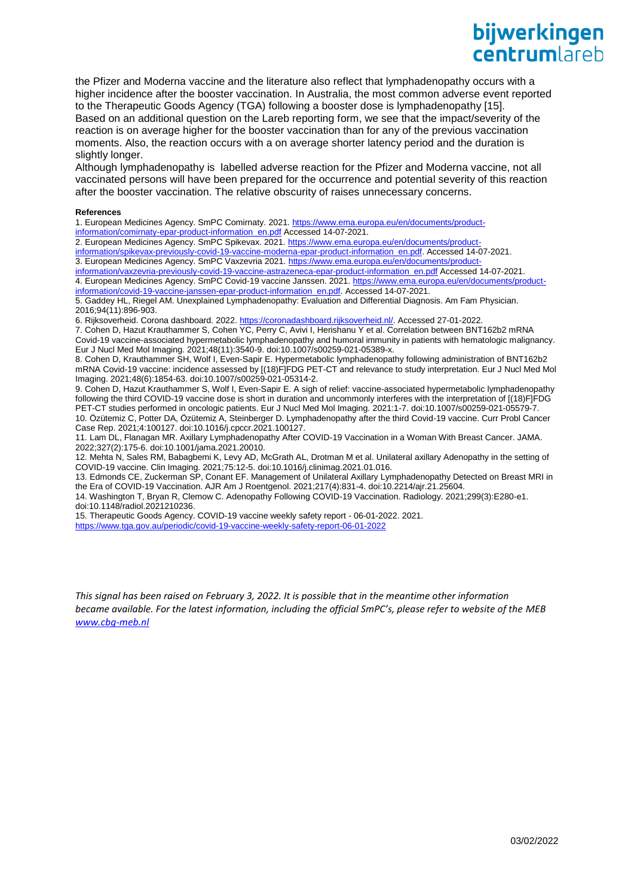the Pfizer and Moderna vaccine and the literature also reflect that lymphadenopathy occurs with a higher incidence after the booster vaccination. In Australia, the most common adverse event reported to the Therapeutic Goods Agency (TGA) following a booster dose is lymphadenopathy [15].
Based on an additional question on the Lareb reporting form, we see that the impact/severity of the reaction is on average higher for the booster vaccination than for any of the previous vaccination moments. Also, the reaction occurs with a on average shorter latency period and the duration is slightly longer.

Although lymphadenopathy is labelled adverse reaction for the Pfizer and Moderna vaccine, not all vaccinated persons will have been prepared for the occurrence and potential severity of this reaction after the booster vaccination. The relative obscurity of raises unnecessary concerns.

**References**

1. European Medicines Agency. SmPC Comirnaty. 2021. https://www.ema.europa.eu/en/documents/product-information/comirnaty-epar-product-information_en.pdf Accessed 14-07-2021.
2. European Medicines Agency. SmPC Spikevax. 2021. https://www.ema.europa.eu/en/documents/product-information/spikevax-previously-covid-19-vaccine-moderna-epar-product-information_en.pdf. Accessed 14-07-2021.
3. European Medicines Agency. SmPC Vaxzevria 2021. https://www.ema.europa.eu/en/documents/product-information/vaxzevria-previously-covid-19-vaccine-astrazeneca-epar-product-information_en.pdf Accessed 14-07-2021.
4. European Medicines Agency. SmPC Covid-19 vaccine Janssen. 2021. https://www.ema.europa.eu/en/documents/product-information/covid-19-vaccine-janssen-epar-product-information_en.pdf. Accessed 14-07-2021.
5. Gaddey HL, Riegel AM. Unexplained Lymphadenopathy: Evaluation and Differential Diagnosis. Am Fam Physician. 2016;94(11):896-903.
6. Rijksoverheid. Corona dashboard. 2022. https://coronadashboard.rijksoverheid.nl/. Accessed 27-01-2022.
7. Cohen D, Hazut Krauthammer S, Cohen YC, Perry C, Avivi I, Herishanu Y et al. Correlation between BNT162b2 mRNA Covid-19 vaccine-associated hypermetabolic lymphadenopathy and humoral immunity in patients with hematologic malignancy. Eur J Nucl Med Mol Imaging. 2021;48(11):3540-9. doi:10.1007/s00259-021-05389-x.
8. Cohen D, Krauthammer SH, Wolf I, Even-Sapir E. Hypermetabolic lymphadenopathy following administration of BNT162b2 mRNA Covid-19 vaccine: incidence assessed by [(18)F]FDG PET-CT and relevance to study interpretation. Eur J Nucl Med Mol Imaging. 2021;48(6):1854-63. doi:10.1007/s00259-021-05314-2.
9. Cohen D, Hazut Krauthammer S, Wolf I, Even-Sapir E. A sigh of relief: vaccine-associated hypermetabolic lymphadenopathy following the third COVID-19 vaccine dose is short in duration and uncommonly interferes with the interpretation of [(18)F]FDG PET-CT studies performed in oncologic patients. Eur J Nucl Med Mol Imaging. 2021:1-7. doi:10.1007/s00259-021-05579-7.
10. Özütemiz C, Potter DA, Özütemiz A, Steinberger D. Lymphadenopathy after the third Covid-19 vaccine. Curr Probl Cancer Case Rep. 2021;4:100127. doi:10.1016/j.cpccr.2021.100127.
11. Lam DL, Flanagan MR. Axillary Lymphadenopathy After COVID-19 Vaccination in a Woman With Breast Cancer. JAMA. 2022;327(2):175-6. doi:10.1001/jama.2021.20010.
12. Mehta N, Sales RM, Babagbemi K, Levy AD, McGrath AL, Drotman M et al. Unilateral axillary Adenopathy in the setting of COVID-19 vaccine. Clin Imaging. 2021;75:12-5. doi:10.1016/j.clinimag.2021.01.016.
13. Edmonds CE, Zuckerman SP, Conant EF. Management of Unilateral Axillary Lymphadenopathy Detected on Breast MRI in the Era of COVID-19 Vaccination. AJR Am J Roentgenol. 2021;217(4):831-4. doi:10.2214/ajr.21.25604.
14. Washington T, Bryan R, Clemow C. Adenopathy Following COVID-19 Vaccination. Radiology. 2021;299(3):E280-e1. doi:10.1148/radiol.2021210236.
15. Therapeutic Goods Agency. COVID-19 vaccine weekly safety report - 06-01-2022. 2021. https://www.tga.gov.au/periodic/covid-19-vaccine-weekly-safety-report-06-01-2022

*This signal has been raised on February 3, 2022. It is possible that in the meantime other information became available. For the latest information, including the official SmPC's, please refer to website of the MEB www.cbg-meb.nl*